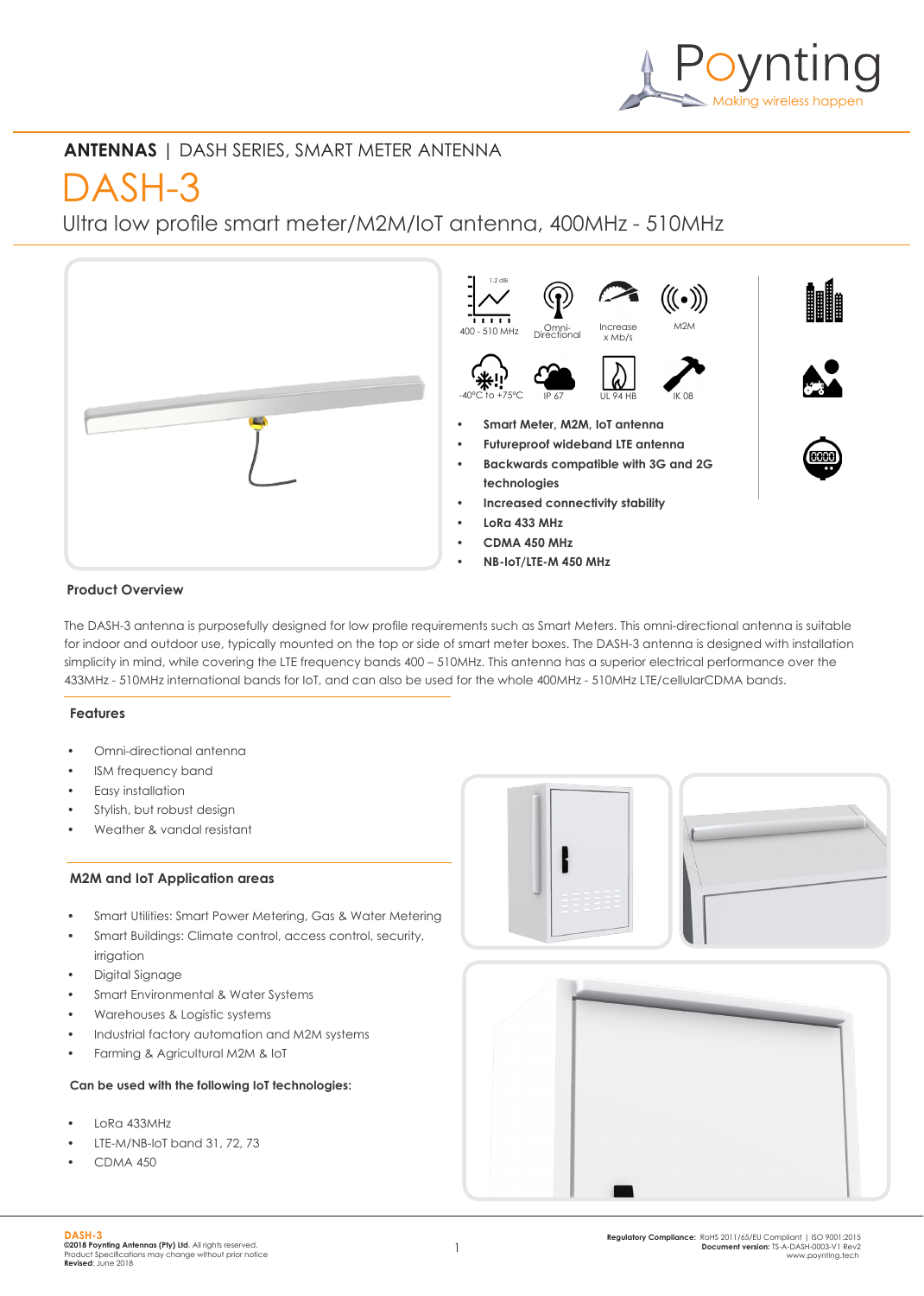Poynting
Making wireless happen

**ANTENNAS** | DASH SERIES, SMART METER ANTENNA

# DASH-3

## Ultra low profile smart meter/M2M/IoT antenna, 400MHz - 510MHz

1.2 dBi
400 - 510 MHz
Omni-Directional
Increase x Mb/s
M2M
-40°C to +75°C
IP 67
UL 94 HB
IK 08

- **Smart Meter, M2M, IoT antenna**
- **Futureproof wideband LTE antenna**
- **Backwards compatible with 3G and 2G technologies**
- **Increased connectivity stability**
- **LoRa 433 MHz**
- **CDMA 450 MHz**
- **NB-IoT/LTE-M 450 MHz**

### Product Overview

The DASH-3 antenna is purposefully designed for low profile requirements such as Smart Meters. This omni-directional antenna is suitable for indoor and outdoor use, typically mounted on the top or side of smart meter boxes. The DASH-3 antenna is designed with installation simplicity in mind, while covering the LTE frequency bands 400 – 510MHz. This antenna has a superior electrical performance over the 433MHz - 510MHz international bands for IoT, and can also be used for the whole 400MHz - 510MHz LTE/cellularCDMA bands.

### Features

- Omni-directional antenna
- ISM frequency band
- Easy installation
- Stylish, but robust design
- Weather & vandal resistant

### M2M and IoT Application areas

- Smart Utilities: Smart Power Metering, Gas & Water Metering
- Smart Buildings: Climate control, access control, security, irrigation
- Digital Signage
- Smart Environmental & Water Systems
- Warehouses & Logistic systems
- Industrial factory automation and M2M systems
- Farming & Agricultural M2M & IoT

### Can be used with the following IoT technologies:

- LoRa 433MHz
- LTE-M/NB-IoT band 31, 72, 73
- CDMA 450

**DASH-3**
**©2018 Poynting Antennas (Pty) Ltd.** All rights reserved.
Product Specifications may change without prior notice
**Revised**: June 2018

**Regulatory Compliance:** RoHS 2011/65/EU Compliant | ISO 9001:2015
**Document version:** TS-A-DASH-0003-V1 Rev2
www.poynting.tech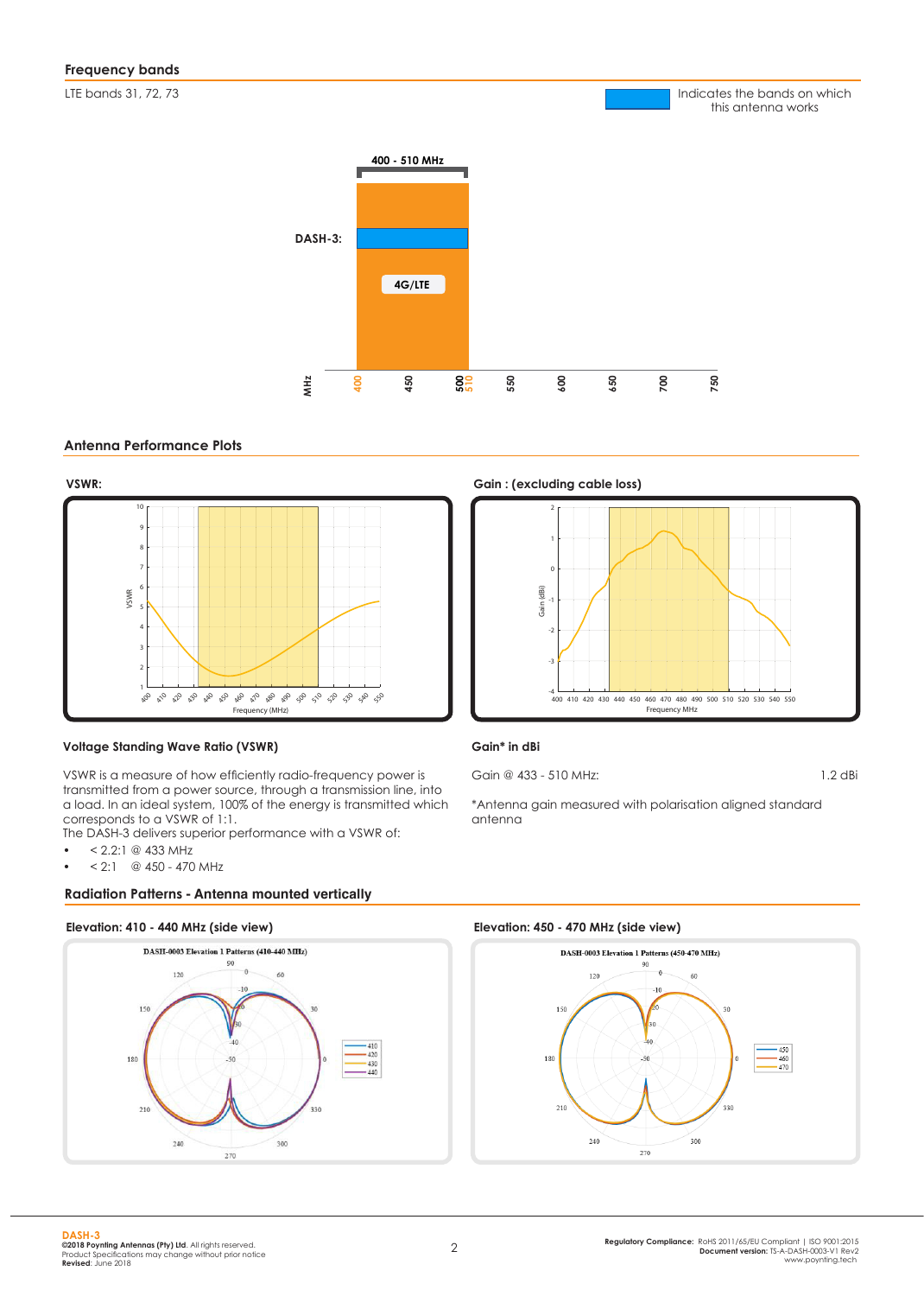## Frequency bands

LTE bands 31, 72, 73

Indicates the bands on which this antenna works

## Antenna Performance Plots

**VSWR:**

**Gain : (excluding cable loss)**

### Voltage Standing Wave Ratio (VSWR)

VSWR is a measure of how efficiently radio-frequency power is transmitted from a power source, through a transmission line, into a load. In an ideal system, 100% of the energy is transmitted which corresponds to a VSWR of 1:1.
The DASH-3 delivers superior performance with a VSWR of:

- < 2.2:1 @ 433 MHz
- < 2:1 @ 450 - 470 MHz

### Gain* in dBi

| | |
|---|---|
| Gain @ 433 - 510 MHz: | 1.2 dBi |

*Antenna gain measured with polarisation aligned standard antenna

## Radiation Patterns - Antenna mounted vertically

**Elevation: 410 - 440 MHz (side view)**

**Elevation: 450 - 470 MHz (side view)**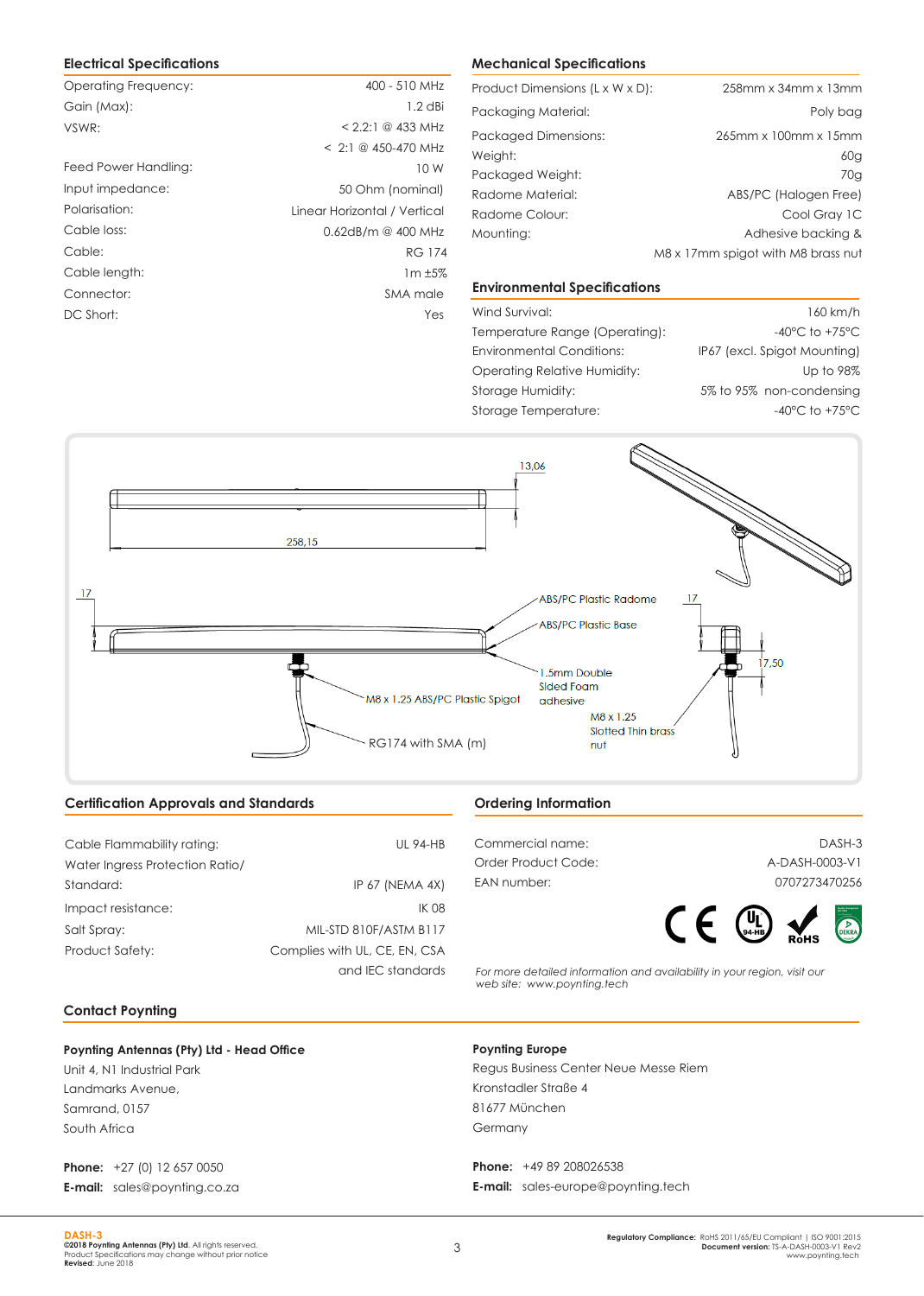## Electrical Specifications

| | |
|---|---|
| Operating Frequency: | 400 - 510 MHz |
| Gain (Max): | 1.2 dBi |
| VSWR: | < 2.2:1 @ 433 MHz |
| | < 2:1 @ 450-470 MHz |
| Feed Power Handling: | 10 W |
| Input impedance: | 50 Ohm (nominal) |
| Polarisation: | Linear Horizontal / Vertical |
| Cable loss: | 0.62dB/m @ 400 MHz |
| Cable: | RG 174 |
| Cable length: | 1m ±5% |
| Connector: | SMA male |
| DC Short: | Yes |

## Mechanical Specifications

| | |
|---|---|
| Product Dimensions (L x W x D): | 258mm x 34mm x 13mm |
| Packaging Material: | Poly bag |
| Packaged Dimensions: | 265mm x 100mm x 15mm |
| Weight: | 60g |
| Packaged Weight: | 70g |
| Radome Material: | ABS/PC (Halogen Free) |
| Radome Colour: | Cool Gray 1C |
| Mounting: | Adhesive backing & M8 x 17mm spigot with M8 brass nut |

## Environmental Specifications

| | |
|---|---|
| Wind Survival: | 160 km/h |
| Temperature Range (Operating): | -40°C to +75°C |
| Environmental Conditions: | IP67 (excl. Spigot Mounting) |
| Operating Relative Humidity: | Up to 98% |
| Storage Humidity: | 5% to 95% non-condensing |
| Storage Temperature: | -40°C to +75°C |

13,06
258,15
17
ABS/PC Plastic Radome
ABS/PC Plastic Base
17
17,50
1.5mm Double Sided Foam adhesive
M8 x 1.25 ABS/PC Plastic Spigot
M8 x 1.25 Slotted Thin brass nut
RG174 with SMA (m)

## Certification Approvals and Standards

| | |
|---|---|
| Cable Flammability rating: | UL 94-HB |
| Water Ingress Protection Ratio/ Standard: | IP 67 (NEMA 4X) |
| Impact resistance: | IK 08 |
| Salt Spray: | MIL-STD 810F/ASTM B117 |
| Product Safety: | Complies with UL, CE, EN, CSA and IEC standards |

## Ordering Information

| | |
|---|---|
| Commercial name: | DASH-3 |
| Order Product Code: | A-DASH-0003-V1 |
| EAN number: | 0707273470256 |

*For more detailed information and availability in your region, visit our web site: www.poynting.tech*

## Contact Poynting

**Poynting Antennas (Pty) Ltd - Head Office**
Unit 4, N1 Industrial Park
Landmarks Avenue,
Samrand, 0157
South Africa

**Phone:** +27 (0) 12 657 0050
**E-mail:** sales@poynting.co.za

**Poynting Europe**
Regus Business Center Neue Messe Riem
Kronstadler Straße 4
81677 München
Germany

**Phone:** +49 89 208026538
**E-mail:** sales-europe@poynting.tech

**DASH-3**
**©2018 Poynting Antennas (Pty) Ltd.** All rights reserved.
Product Specifications may change without prior notice
**Revised**: June 2018

**Regulatory Compliance:** RoHS 2011/65/EU Compliant | ISO 9001:2015
**Document version:** TS-A-DASH-0003-V1 Rev2
www.poynting.tech